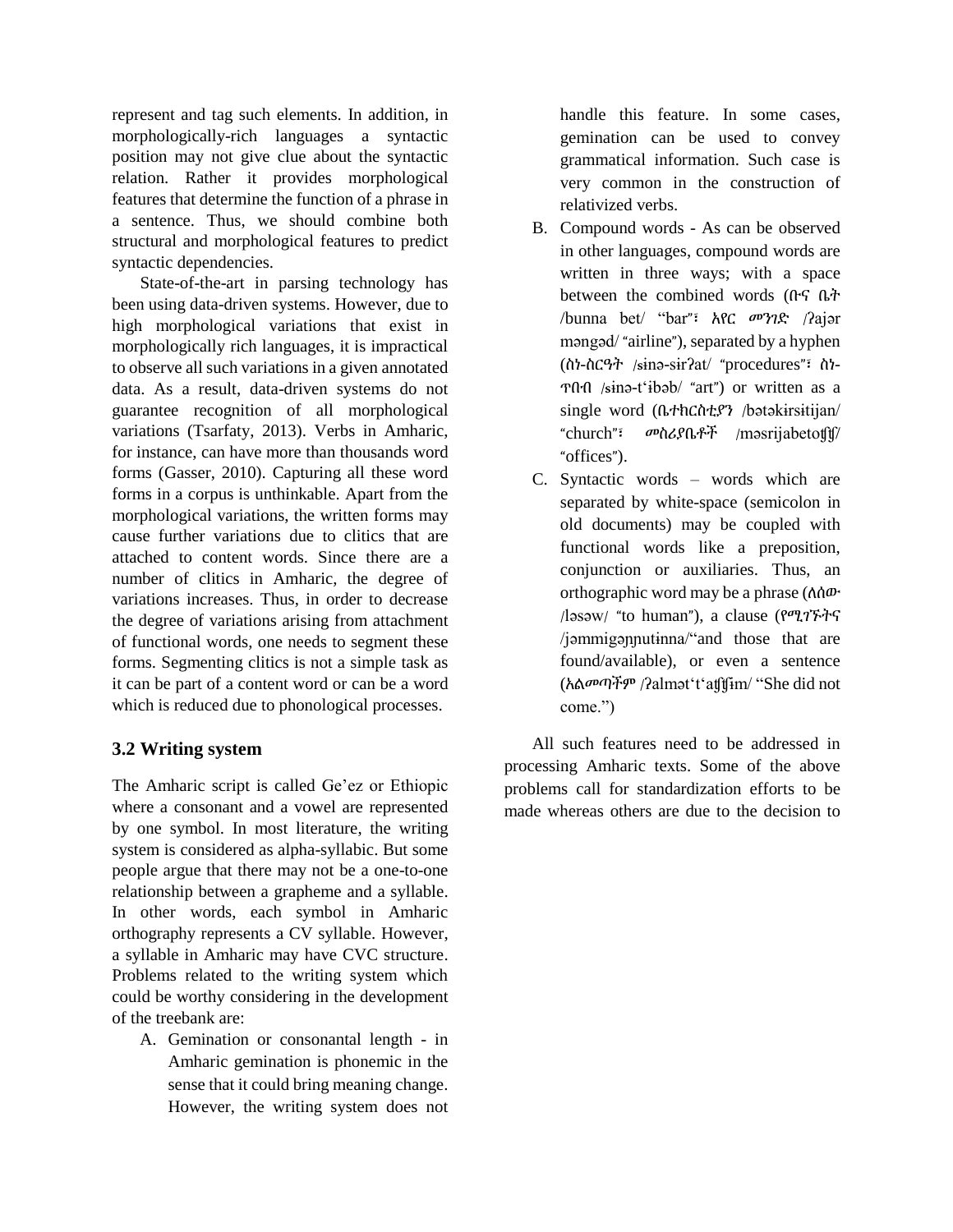represent and tag such elements. In addition, in morphologically-rich languages a syntactic position may not give clue about the syntactic relation. Rather it provides morphological features that determine the function of a phrase in a sentence. Thus, we should combine both structural and morphological features to predict syntactic dependencies.

State-of-the-art in parsing technology has been using data-driven systems. However, due to high morphological variations that exist in morphologically rich languages, it is impractical to observe all such variations in a given annotated data. As a result, data-driven systems do not guarantee recognition of all morphological variations (Tsarfaty, 2013). Verbs in Amharic, for instance, can have more than thousands word forms (Gasser, 2010). Capturing all these word forms in a corpus is unthinkable. Apart from the morphological variations, the written forms may cause further variations due to clitics that are attached to content words. Since there are a number of clitics in Amharic, the degree of variations increases. Thus, in order to decrease the degree of variations arising from attachment of functional words, one needs to segment these forms. Segmenting clitics is not a simple task as it can be part of a content word or can be a word which is reduced due to phonological processes.

## 3.2 Writing system

The Amharic script is called Ge'ez or Ethiopic where a consonant and a vowel are represented by one symbol. In most literature, the writing system is considered as alpha-syllabic. But some people argue that there may not be a one-to-one relationship between a grapheme and a syllable. In other words, each symbol in Amharic orthography represents a CV syllable. However, a syllable in Amharic may have CVC structure. Problems related to the writing system which could be worthy considering in the development of the treebank are:

A. Gemination or consonantal length - in Amharic gemination is phonemic in the sense that it could bring meaning change. However, the writing system does not handle this feature. In some cases, gemination can be used to convey grammatical information. Such case is very common in the construction of relativized verbs.

B. Compound words - As can be observed in other languages, compound words are written in three ways; with a space between the combined words (ቡና ቤት /bunna bet/ "bar"፣ አየር መንገድ /ʔajər məngəd/ "airline"), separated by a hyphen (ስነ-ስርዓት /sɨnə-sɨrʔat/ "procedures"፣ ስነ-ጥበብ /sɨnə-t'ɨbəb/ "art") or written as a single word (ቤተክርስቲያን /bətəkɨrsɨtijan/ "church"፣ መስሪያቤቶች /məsrijabetoʧʧ/ "offices").

C. Syntactic words – words which are separated by white-space (semicolon in old documents) may be coupled with functional words like a preposition, conjunction or auxiliaries. Thus, an orthographic word may be a phrase (ለሰው /ləsəw/ "to human"), a clause (የሚገኙትና /jəmmigəɲɲutɨnna/"and those that are found/available), or even a sentence (አልመጣችም /ʔalmət't'aʧʧɨm/ "She did not come.")

All such features need to be addressed in processing Amharic texts. Some of the above problems call for standardization efforts to be made whereas others are due to the decision to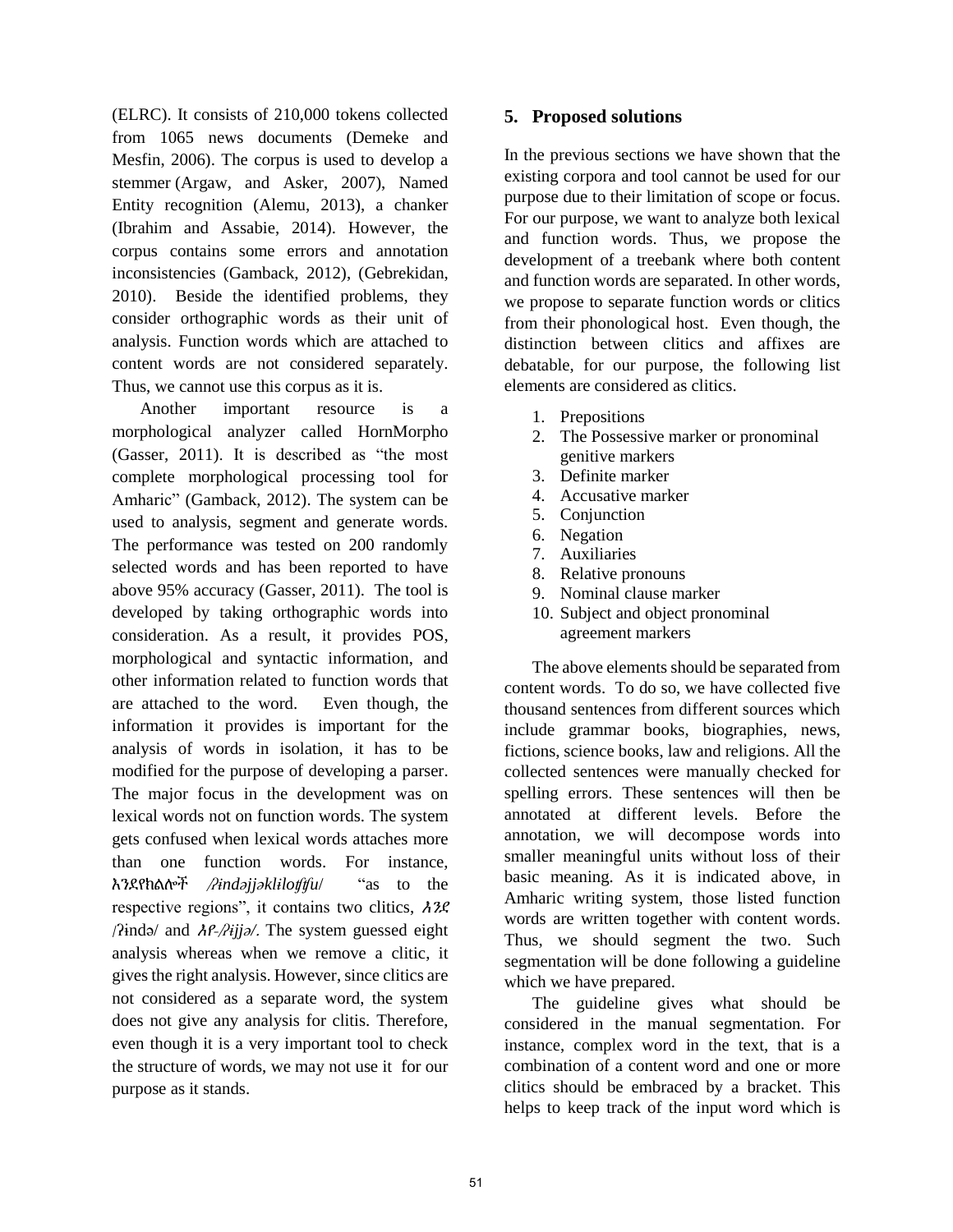(ELRC). It consists of 210,000 tokens collected from 1065 news documents (Demeke and Mesfin, 2006). The corpus is used to develop a stemmer (Argaw, and Asker, 2007), Named Entity recognition (Alemu, 2013), a chanker (Ibrahim and Assabie, 2014). However, the corpus contains some errors and annotation inconsistencies (Gamback, 2012), (Gebrekidan, 2010). Beside the identified problems, they consider orthographic words as their unit of analysis. Function words which are attached to content words are not considered separately. Thus, we cannot use this corpus as it is.

Another important resource is a morphological analyzer called HornMorpho (Gasser, 2011). It is described as "the most complete morphological processing tool for Amharic" (Gamback, 2012). The system can be used to analysis, segment and generate words. The performance was tested on 200 randomly selected words and has been reported to have above 95% accuracy (Gasser, 2011). The tool is developed by taking orthographic words into consideration. As a result, it provides POS, morphological and syntactic information, and other information related to function words that are attached to the word. Even though, the information it provides is important for the analysis of words in isolation, it has to be modified for the purpose of developing a parser. The major focus in the development was on lexical words not on function words. The system gets confused when lexical words attaches more than one function words. For instance, እንደየክልሎች */ʔɨndəjjəklɨloʧʧu/* "as to the respective regions", it contains two clitics, *እንደ* /ʔɨndə/ and *እየ-/ʔɨjjə/*. The system guessed eight analysis whereas when we remove a clitic, it gives the right analysis. However, since clitics are not considered as a separate word, the system does not give any analysis for clitis. Therefore, even though it is a very important tool to check the structure of words, we may not use it for our purpose as it stands.

## 5. Proposed solutions

In the previous sections we have shown that the existing corpora and tool cannot be used for our purpose due to their limitation of scope or focus. For our purpose, we want to analyze both lexical and function words. Thus, we propose the development of a treebank where both content and function words are separated. In other words, we propose to separate function words or clitics from their phonological host. Even though, the distinction between clitics and affixes are debatable, for our purpose, the following list elements are considered as clitics.

1. Prepositions
2. The Possessive marker or pronominal genitive markers
3. Definite marker
4. Accusative marker
5. Conjunction
6. Negation
7. Auxiliaries
8. Relative pronouns
9. Nominal clause marker
10. Subject and object pronominal agreement markers

The above elements should be separated from content words. To do so, we have collected five thousand sentences from different sources which include grammar books, biographies, news, fictions, science books, law and religions. All the collected sentences were manually checked for spelling errors. These sentences will then be annotated at different levels. Before the annotation, we will decompose words into smaller meaningful units without loss of their basic meaning. As it is indicated above, in Amharic writing system, those listed function words are written together with content words. Thus, we should segment the two. Such segmentation will be done following a guideline which we have prepared.

The guideline gives what should be considered in the manual segmentation. For instance, complex word in the text, that is a combination of a content word and one or more clitics should be embraced by a bracket. This helps to keep track of the input word which is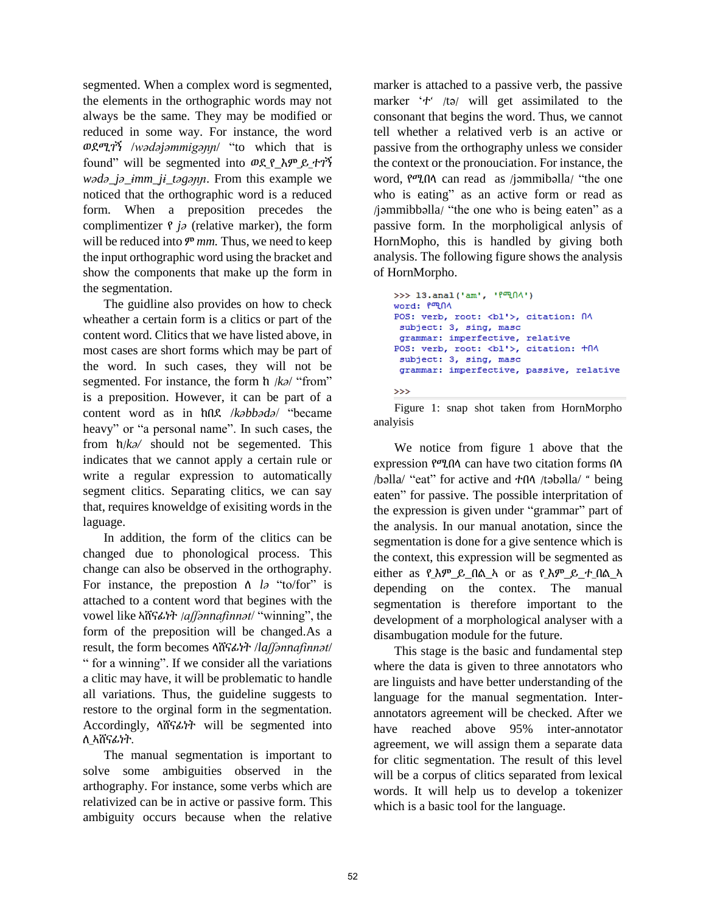segmented. When a complex word is segmented, the elements in the orthographic words may not always be the same. They may be modified or reduced in some way. For instance, the word ወደሚገኝ /wədəjəmmigəɲɲ/ "to which that is found" will be segmented into ወደ_የ_እም_ይ_ተገኝ *wədə_jə_ɨmm_jɨ_təgəɲɲ*. From this example we noticed that the orthographic word is a reduced form. When a preposition precedes the complimentizer የ *jə* (relative marker), the form will be reduced into ም *mm.* Thus, we need to keep the input orthographic word using the bracket and show the components that make up the form in the segmentation.

The guidline also provides on how to check wheather a certain form is a clitics or part of the content word. Clitics that we have listed above, in most cases are short forms which may be part of the word. In such cases, they will not be segmented. For instance, the form ከ /*kə*/ "from" is a preposition. However, it can be part of a content word as in ከበደ /*kəbbədə*/ "became heavy" or "a personal name". In such cases, the from ከ/*kə/* should not be segemented. This indicates that we cannot apply a certain rule or write a regular expression to automatically segment clitics. Separating clitics, we can say that, requires knoweldge of exisiting words in the laguage.

In addition, the form of the clitics can be changed due to phonological process. This change can also be observed in the orthography. For instance, the prepostion ለ *lə* "to/for" is attached to a content word that begins with the vowel like አሸናፊነት /*aʃʃənnafinnət*/ "winning", the form of the preposition will be changed.As a result, the form becomes ላሸናፊነት /*laʃʃənnafinnət*/ " for a winning". If we consider all the variations a clitic may have, it will be problematic to handle all variations. Thus, the guideline suggests to restore to the orginal form in the segmentation. Accordingly, ላሸናፊነት will be segmented into ለ_አሸናፊነት.

The manual segmentation is important to solve some ambiguities observed in the arthography. For instance, some verbs which are relativized can be in active or passive form. This ambiguity occurs because when the relative marker is attached to a passive verb, the passive marker 'ተ' /tə/ will get assimilated to the consonant that begins the word. Thus, we cannot tell whether a relatived verb is an active or passive from the orthography unless we consider the context or the pronouciation. For instance, the word, የሚበላ can read as /jəmmibəlla/ "the one who is eating" as an active form or read as /jəmmibbəlla/ "the one who is being eaten" as a passive form. In the morpholigical anlysis of HornMopho, this is handled by giving both analysis. The following figure shows the analysis of HornMorpho.

```
>>> l3.anal('am', 'የሚበላ')
word: የሚበላ
POS: verb, root: <bl'>, citation: በላ
 subject: 3, sing, masc
 grammar: imperfective, relative
POS: verb, root: <bl'>, citation: ተበላ
 subject: 3, sing, masc
 grammar: imperfective, passive, relative

>>>
```

Figure 1: snap shot taken from HornMorpho analyisis

We notice from figure 1 above that the expression የሚበላ can have two citation forms በላ /bəlla/ "eat" for active and ተበላ /təbəlla/ " being eaten" for passive. The possible interpritation of the expression is given under "grammar" part of the analysis. In our manual anotation, since the segmentation is done for a give sentence which is the context, this expression will be segmented as either as የ_እም_ይ_በል_አ or as የ_እም_ይ_ተ_በል_አ depending on the contex. The manual segmentation is therefore important to the development of a morphological analyser with a disambugation module for the future.

This stage is the basic and fundamental step where the data is given to three annotators who are linguists and have better understanding of the language for the manual segmentation. Inter-annotators agreement will be checked. After we have reached above 95% inter-annotator agreement, we will assign them a separate data for clitic segmentation. The result of this level will be a corpus of clitics separated from lexical words. It will help us to develop a tokenizer which is a basic tool for the language.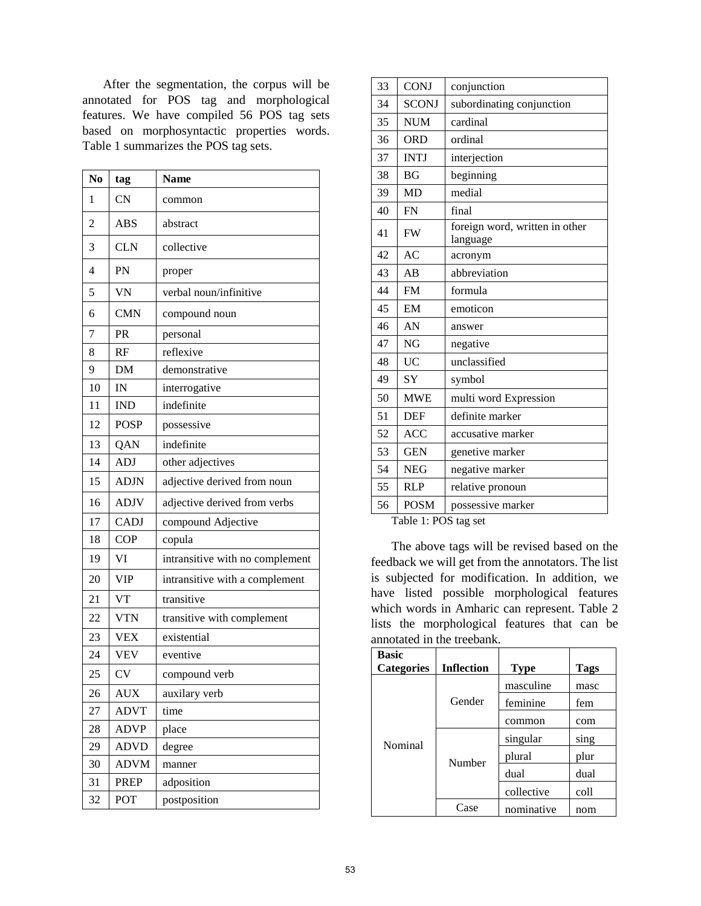After the segmentation, the corpus will be annotated for POS tag and morphological features. We have compiled 56 POS tag sets based on morphosyntactic properties words. Table 1 summarizes the POS tag sets.

| No | tag | Name |
| --- | --- | --- |
| 1 | CN | common |
| 2 | ABS | abstract |
| 3 | CLN | collective |
| 4 | PN | proper |
| 5 | VN | verbal noun/infinitive |
| 6 | CMN | compound noun |
| 7 | PR | personal |
| 8 | RF | reflexive |
| 9 | DM | demonstrative |
| 10 | IN | interrogative |
| 11 | IND | indefinite |
| 12 | POSP | possessive |
| 13 | QAN | indefinite |
| 14 | ADJ | other adjectives |
| 15 | ADJN | adjective derived from noun |
| 16 | ADJV | adjective derived from verbs |
| 17 | CADJ | compound Adjective |
| 18 | COP | copula |
| 19 | VI | intransitive with no complement |
| 20 | VIP | intransitive with a complement |
| 21 | VT | transitive |
| 22 | VTN | transitive with complement |
| 23 | VEX | existential |
| 24 | VEV | eventive |
| 25 | CV | compound verb |
| 26 | AUX | auxilary verb |
| 27 | ADVT | time |
| 28 | ADVP | place |
| 29 | ADVD | degree |
| 30 | ADVM | manner |
| 31 | PREP | adposition |
| 32 | POT | postposition |
| 33 | CONJ | conjunction |
| 34 | SCONJ | subordinating conjunction |
| 35 | NUM | cardinal |
| 36 | ORD | ordinal |
| 37 | INTJ | interjection |
| 38 | BG | beginning |
| 39 | MD | medial |
| 40 | FN | final |
| 41 | FW | foreign word, written in other language |
| 42 | AC | acronym |
| 43 | AB | abbreviation |
| 44 | FM | formula |
| 45 | EM | emoticon |
| 46 | AN | answer |
| 47 | NG | negative |
| 48 | UC | unclassified |
| 49 | SY | symbol |
| 50 | MWE | multi word Expression |
| 51 | DEF | definite marker |
| 52 | ACC | accusative marker |
| 53 | GEN | genetive marker |
| 54 | NEG | negative marker |
| 55 | RLP | relative pronoun |
| 56 | POSM | possessive marker |

Table 1: POS tag set

The above tags will be revised based on the feedback we will get from the annotators. The list is subjected for modification. In addition, we have listed possible morphological features which words in Amharic can represent. Table 2 lists the morphological features that can be annotated in the treebank.

| Basic Categories | Inflection | Type | Tags |
| --- | --- | --- | --- |
| Nominal | Gender | masculine | masc |
| | | feminine | fem |
| | | common | com |
| | Number | singular | sing |
| | | plural | plur |
| | | dual | dual |
| | | collective | coll |
| | Case | nominative | nom |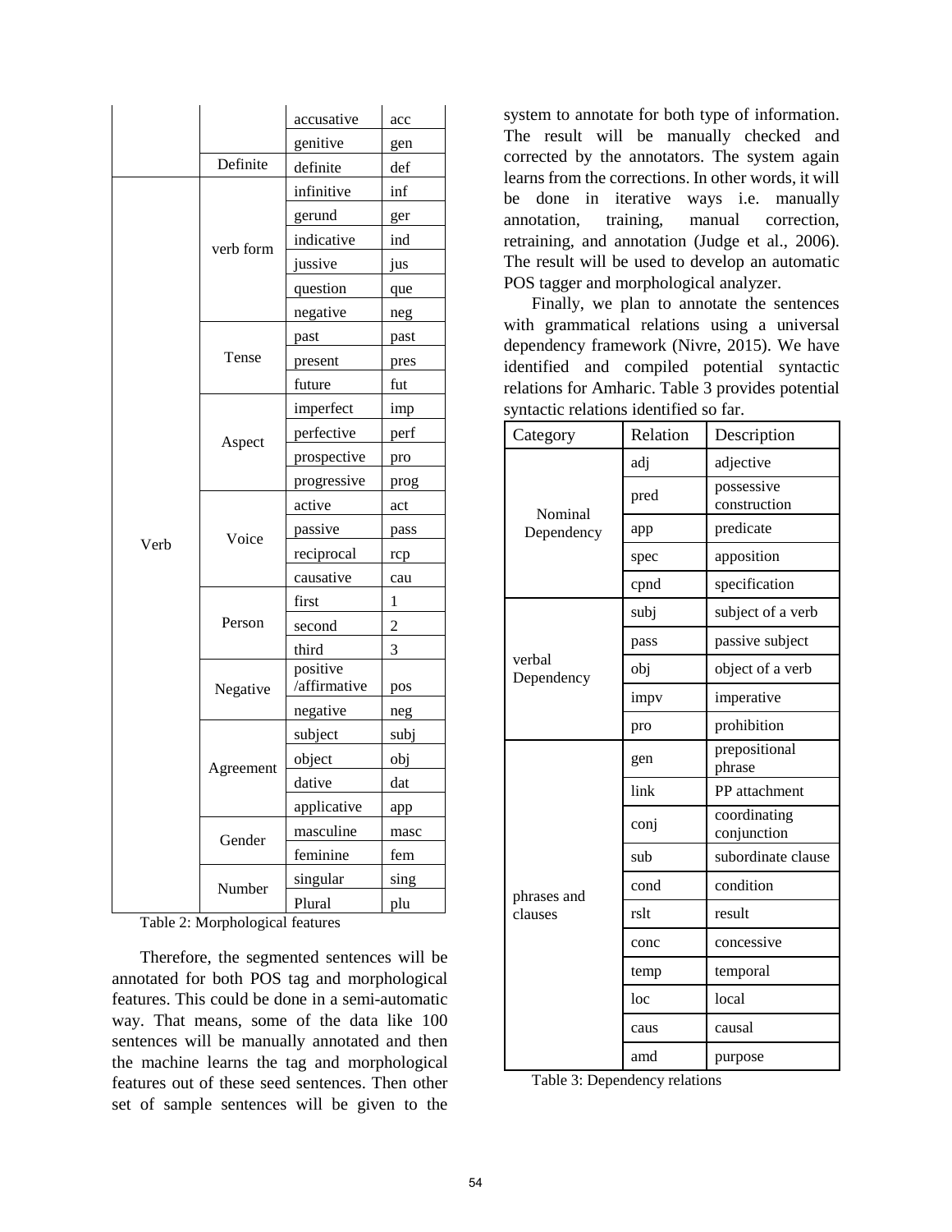|  |  | accusative | acc |
|---|---|---|---|
|  |  | genitive | gen |
|  | Definite | definite | def |
| Verb | verb form | infinitive | inf |
|  |  | gerund | ger |
|  |  | indicative | ind |
|  |  | jussive | jus |
|  |  | question | que |
|  |  | negative | neg |
|  | Tense | past | past |
|  |  | present | pres |
|  |  | future | fut |
|  | Aspect | imperfect | imp |
|  |  | perfective | perf |
|  |  | prospective | pro |
|  |  | progressive | prog |
|  | Voice | active | act |
|  |  | passive | pass |
|  |  | reciprocal | rcp |
|  |  | causative | cau |
|  | Person | first | 1 |
|  |  | second | 2 |
|  |  | third | 3 |
|  | Negative | positive /affirmative | pos |
|  |  | negative | neg |
|  | Agreement | subject | subj |
|  |  | object | obj |
|  |  | dative | dat |
|  |  | applicative | app |
|  | Gender | masculine | masc |
|  |  | feminine | fem |
|  | Number | singular | sing |
|  |  | Plural | plu |

Table 2: Morphological features

Therefore, the segmented sentences will be annotated for both POS tag and morphological features. This could be done in a semi-automatic way. That means, some of the data like 100 sentences will be manually annotated and then the machine learns the tag and morphological features out of these seed sentences. Then other set of sample sentences will be given to the system to annotate for both type of information. The result will be manually checked and corrected by the annotators. The system again learns from the corrections. In other words, it will be done in iterative ways i.e. manually annotation, training, manual correction, retraining, and annotation (Judge et al., 2006). The result will be used to develop an automatic POS tagger and morphological analyzer.

Finally, we plan to annotate the sentences with grammatical relations using a universal dependency framework (Nivre, 2015). We have identified and compiled potential syntactic relations for Amharic. Table 3 provides potential syntactic relations identified so far.

| Category | Relation | Description |
|---|---|---|
| Nominal Dependency | adj | adjective |
|  | pred | possessive construction |
|  | app | predicate |
|  | spec | apposition |
|  | cpnd | specification |
| verbal Dependency | subj | subject of a verb |
|  | pass | passive subject |
|  | obj | object of a verb |
|  | impv | imperative |
|  | pro | prohibition |
| phrases and clauses | gen | prepositional phrase |
|  | link | PP attachment |
|  | conj | coordinating conjunction |
|  | sub | subordinate clause |
|  | cond | condition |
|  | rslt | result |
|  | conc | concessive |
|  | temp | temporal |
|  | loc | local |
|  | caus | causal |
|  | amd | purpose |

Table 3: Dependency relations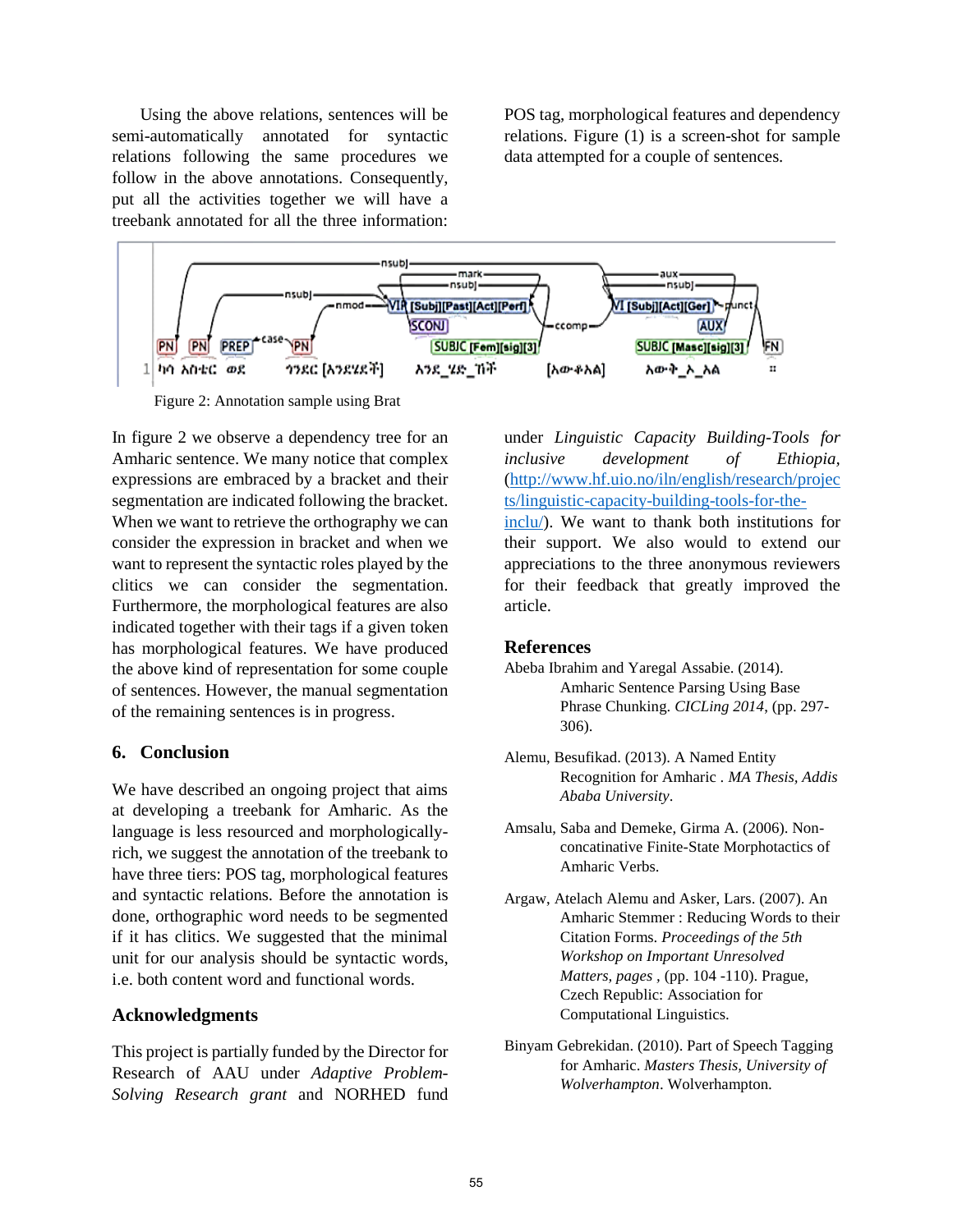Using the above relations, sentences will be semi-automatically annotated for syntactic relations following the same procedures we follow in the above annotations. Consequently, put all the activities together we will have a treebank annotated for all the three information: POS tag, morphological features and dependency relations. Figure (1) is a screen-shot for sample data attempted for a couple of sentences.

Figure 2: Annotation sample using Brat

In figure 2 we observe a dependency tree for an Amharic sentence. We many notice that complex expressions are embraced by a bracket and their segmentation are indicated following the bracket. When we want to retrieve the orthography we can consider the expression in bracket and when we want to represent the syntactic roles played by the clitics we can consider the segmentation. Furthermore, the morphological features are also indicated together with their tags if a given token has morphological features. We have produced the above kind of representation for some couple of sentences. However, the manual segmentation of the remaining sentences is in progress.

## 6. Conclusion

We have described an ongoing project that aims at developing a treebank for Amharic. As the language is less resourced and morphologically-rich, we suggest the annotation of the treebank to have three tiers: POS tag, morphological features and syntactic relations. Before the annotation is done, orthographic word needs to be segmented if it has clitics. We suggested that the minimal unit for our analysis should be syntactic words, i.e. both content word and functional words.

## Acknowledgments

This project is partially funded by the Director for Research of AAU under *Adaptive Problem-Solving Research grant* and NORHED fund under *Linguistic Capacity Building-Tools for inclusive development of Ethiopia*, (http://www.hf.uio.no/iln/english/research/projects/linguistic-capacity-building-tools-for-the-inclu/). We want to thank both institutions for their support. We also would to extend our appreciations to the three anonymous reviewers for their feedback that greatly improved the article.

## References

Abeba Ibrahim and Yaregal Assabie. (2014). Amharic Sentence Parsing Using Base Phrase Chunking. *CICLing 2014*, (pp. 297-306).

Alemu, Besufikad. (2013). A Named Entity Recognition for Amharic . *MA Thesis, Addis Ababa University*.

Amsalu, Saba and Demeke, Girma A. (2006). Non-concatinative Finite-State Morphotactics of Amharic Verbs.

Argaw, Atelach Alemu and Asker, Lars. (2007). An Amharic Stemmer : Reducing Words to their Citation Forms. *Proceedings of the 5th Workshop on Important Unresolved Matters, pages* , (pp. 104 -110). Prague, Czech Republic: Association for Computational Linguistics.

Binyam Gebrekidan. (2010). Part of Speech Tagging for Amharic. *Masters Thesis, University of Wolverhampton*. Wolverhampton.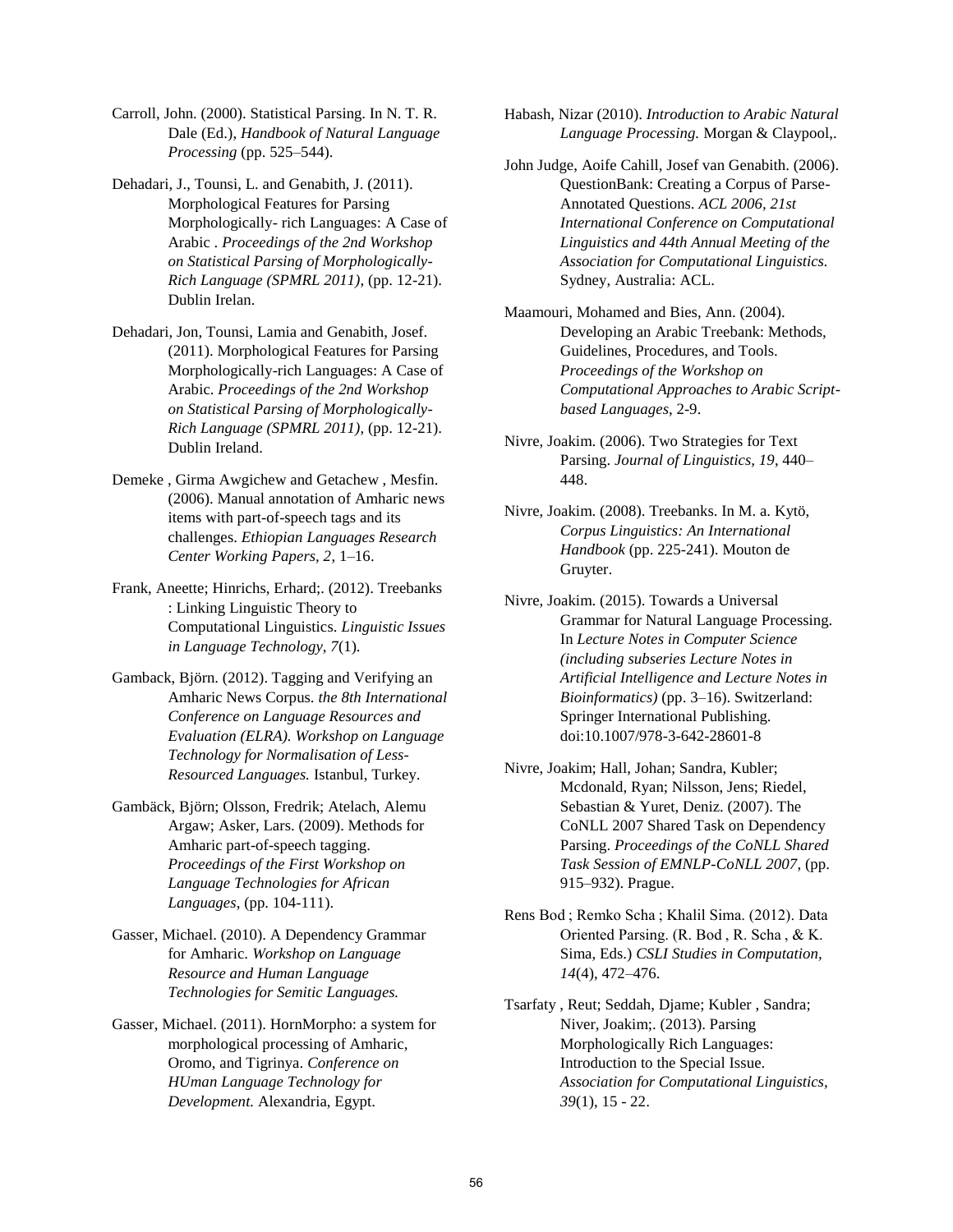Carroll, John. (2000). Statistical Parsing. In N. T. R. Dale (Ed.), *Handbook of Natural Language Processing* (pp. 525–544).

Dehadari, J., Tounsi, L. and Genabith, J. (2011). Morphological Features for Parsing Morphologically- rich Languages: A Case of Arabic . *Proceedings of the 2nd Workshop on Statistical Parsing of Morphologically-Rich Language (SPMRL 2011)*, (pp. 12-21). Dublin Irelan.

Dehadari, Jon, Tounsi, Lamia and Genabith, Josef. (2011). Morphological Features for Parsing Morphologically-rich Languages: A Case of Arabic. *Proceedings of the 2nd Workshop on Statistical Parsing of Morphologically-Rich Language (SPMRL 2011)*, (pp. 12-21). Dublin Ireland.

Demeke , Girma Awgichew and Getachew , Mesfin. (2006). Manual annotation of Amharic news items with part-of-speech tags and its challenges. *Ethiopian Languages Research Center Working Papers, 2*, 1–16.

Frank, Aneette; Hinrichs, Erhard;. (2012). Treebanks : Linking Linguistic Theory to Computational Linguistics. *Linguistic Issues in Language Technology, 7*(1).

Gamback, Björn. (2012). Tagging and Verifying an Amharic News Corpus. *the 8th International Conference on Language Resources and Evaluation (ELRA). Workshop on Language Technology for Normalisation of Less-Resourced Languages.* Istanbul, Turkey.

Gambäck, Björn; Olsson, Fredrik; Atelach, Alemu Argaw; Asker, Lars. (2009). Methods for Amharic part-of-speech tagging. *Proceedings of the First Workshop on Language Technologies for African Languages*, (pp. 104-111).

Gasser, Michael. (2010). A Dependency Grammar for Amharic. *Workshop on Language Resource and Human Language Technologies for Semitic Languages.*

Gasser, Michael. (2011). HornMorpho: a system for morphological processing of Amharic, Oromo, and Tigrinya. *Conference on HUman Language Technology for Development.* Alexandria, Egypt.

Habash, Nizar (2010). *Introduction to Arabic Natural Language Processing.* Morgan & Claypool,.

John Judge, Aoife Cahill, Josef van Genabith. (2006). QuestionBank: Creating a Corpus of Parse-Annotated Questions. *ACL 2006, 21st International Conference on Computational Linguistics and 44th Annual Meeting of the Association for Computational Linguistics.* Sydney, Australia: ACL.

Maamouri, Mohamed and Bies, Ann. (2004). Developing an Arabic Treebank: Methods, Guidelines, Procedures, and Tools. *Proceedings of the Workshop on Computational Approaches to Arabic Script-based Languages*, 2-9.

Nivre, Joakim. (2006). Two Strategies for Text Parsing. *Journal of Linguistics, 19*, 440–448.

Nivre, Joakim. (2008). Treebanks. In M. a. Kytö, *Corpus Linguistics: An International Handbook* (pp. 225-241). Mouton de Gruyter.

Nivre, Joakim. (2015). Towards a Universal Grammar for Natural Language Processing. In *Lecture Notes in Computer Science (including subseries Lecture Notes in Artificial Intelligence and Lecture Notes in Bioinformatics)* (pp. 3–16). Switzerland: Springer International Publishing. doi:10.1007/978-3-642-28601-8

Nivre, Joakim; Hall, Johan; Sandra, Kubler; Mcdonald, Ryan; Nilsson, Jens; Riedel, Sebastian & Yuret, Deniz. (2007). The CoNLL 2007 Shared Task on Dependency Parsing. *Proceedings of the CoNLL Shared Task Session of EMNLP-CoNLL 2007*, (pp. 915–932). Prague.

Rens Bod ; Remko Scha ; Khalil Sima. (2012). Data Oriented Parsing. (R. Bod , R. Scha , & K. Sima, Eds.) *CSLI Studies in Computation, 14*(4), 472–476.

Tsarfaty , Reut; Seddah, Djame; Kubler , Sandra; Niver, Joakim;. (2013). Parsing Morphologically Rich Languages: Introduction to the Special Issue. *Association for Computational Linguistics, 39*(1), 15 - 22.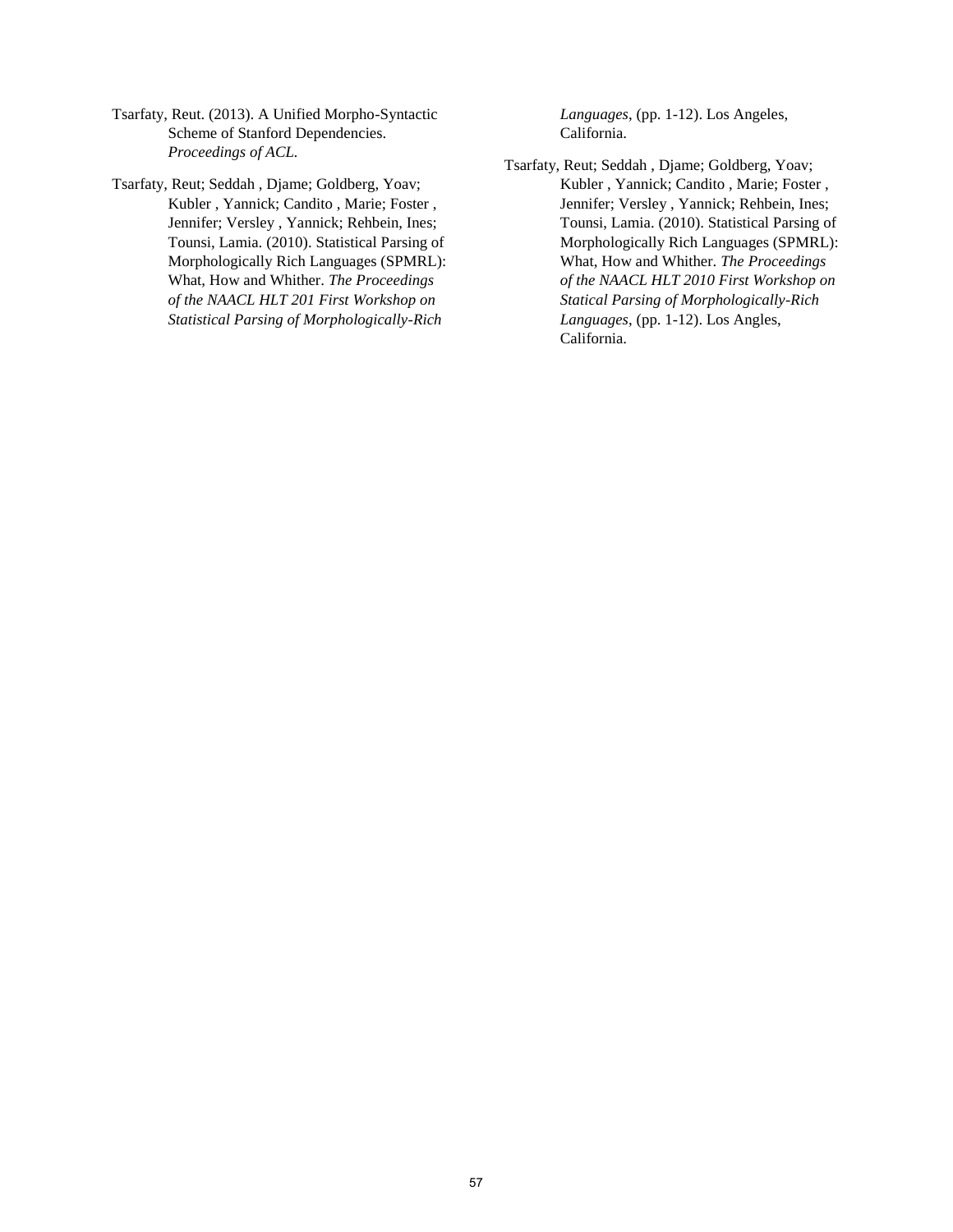Tsarfaty, Reut. (2013). A Unified Morpho-Syntactic Scheme of Stanford Dependencies. *Proceedings of ACL.*

Tsarfaty, Reut; Seddah , Djame; Goldberg, Yoav; Kubler , Yannick; Candito , Marie; Foster , Jennifer; Versley , Yannick; Rehbein, Ines; Tounsi, Lamia. (2010). Statistical Parsing of Morphologically Rich Languages (SPMRL): What, How and Whither. *The Proceedings of the NAACL HLT 201 First Workshop on Statistical Parsing of Morphologically-Rich Languages*, (pp. 1-12). Los Angeles, California.

Tsarfaty, Reut; Seddah , Djame; Goldberg, Yoav; Kubler , Yannick; Candito , Marie; Foster , Jennifer; Versley , Yannick; Rehbein, Ines; Tounsi, Lamia. (2010). Statistical Parsing of Morphologically Rich Languages (SPMRL): What, How and Whither. *The Proceedings of the NAACL HLT 2010 First Workshop on Statical Parsing of Morphologically-Rich Languages*, (pp. 1-12). Los Angles, California.